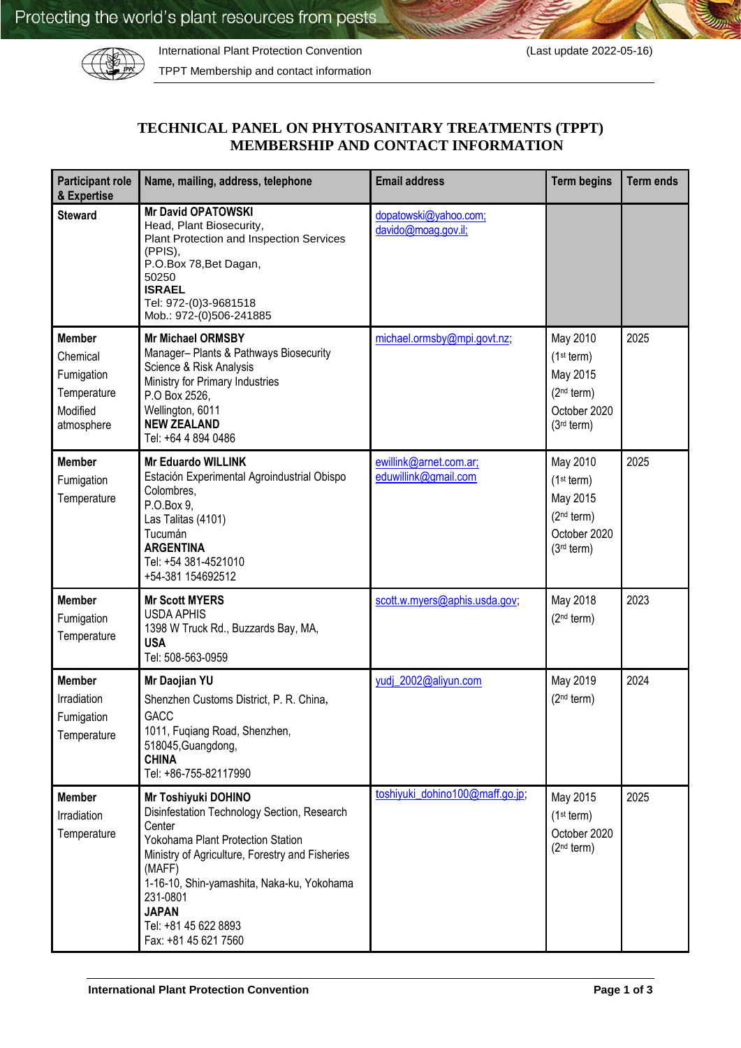# TECHNICAL PANEL ON PHYTOSANITARY TREATMENTS (TPPT) MEMBERSHIP AND CONTACT INFORMATION

| Participant role & Expertise | Name, mailing, address, telephone | Email address | Term begins | Term ends |
|---|---|---|---|---|
| **Steward** | **Mr David OPATOWSKI**<br>Head, Plant Biosecurity,<br>Plant Protection and Inspection Services (PPIS),<br>P.O.Box 78,Bet Dagan,<br>50250<br>**ISRAEL**<br>Tel: 972-(0)3-9681518<br>Mob.: 972-(0)506-241885 | dopatowski@yahoo.com;<br>davido@moag.gov.il; | | |
| **Member**<br>Chemical<br>Fumigation<br>Temperature<br>Modified atmosphere | **Mr Michael ORMSBY**<br>Manager– Plants & Pathways Biosecurity Science & Risk Analysis<br>Ministry for Primary Industries<br>P.O Box 2526,<br>Wellington, 6011<br>**NEW ZEALAND**<br>Tel: +64 4 894 0486 | michael.ormsby@mpi.govt.nz; | May 2010<br>(1st term)<br>May 2015<br>(2nd term)<br>October 2020<br>(3rd term) | 2025 |
| **Member**<br>Fumigation<br>Temperature | **Mr Eduardo WILLINK**<br>Estación Experimental Agroindustrial Obispo Colombres,<br>P.O.Box 9,<br>Las Talitas (4101)<br>Tucumán<br>**ARGENTINA**<br>Tel: +54 381-4521010<br>+54-381 154692512 | ewillink@arnet.com.ar;<br>eduwillink@gmail.com | May 2010<br>(1st term)<br>May 2015<br>(2nd term)<br>October 2020<br>(3rd term) | 2025 |
| **Member**<br>Fumigation<br>Temperature | **Mr Scott MYERS**<br>USDA APHIS<br>1398 W Truck Rd., Buzzards Bay, MA,<br>**USA**<br>Tel: 508-563-0959 | scott.w.myers@aphis.usda.gov; | May 2018<br>(2nd term) | 2023 |
| **Member**<br>Irradiation<br>Fumigation<br>Temperature | **Mr Daojian YU**<br>Shenzhen Customs District, P. R. China,<br>GACC<br>1011, Fuqiang Road, Shenzhen,<br>518045,Guangdong,<br>**CHINA**<br>Tel: +86-755-82117990 | yudj_2002@aliyun.com | May 2019<br>(2nd term) | 2024 |
| **Member**<br>Irradiation<br>Temperature | **Mr Toshiyuki DOHINO**<br>Disinfestation Technology Section, Research Center<br>Yokohama Plant Protection Station<br>Ministry of Agriculture, Forestry and Fisheries (MAFF)<br>1-16-10, Shin-yamashita, Naka-ku, Yokohama 231-0801<br>**JAPAN**<br>Tel: +81 45 622 8893<br>Fax: +81 45 621 7560 | toshiyuki_dohino100@maff.go.jp; | May 2015<br>(1st term)<br>October 2020<br>(2nd term) | 2025 |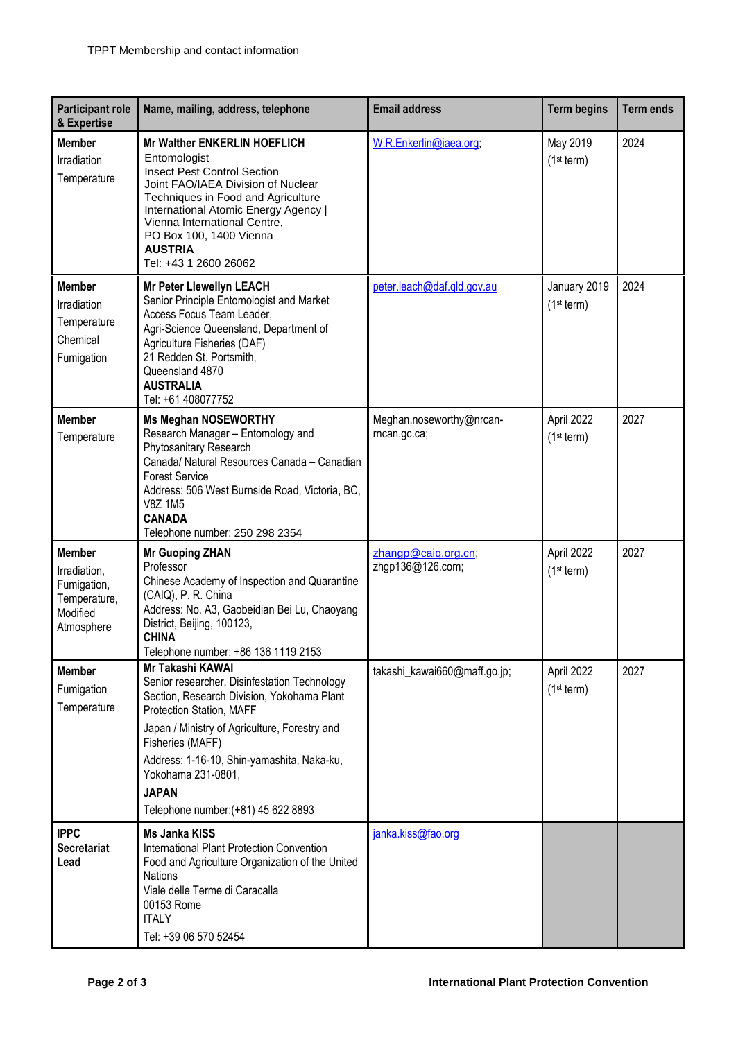| Participant role & Expertise | Name, mailing, address, telephone | Email address | Term begins | Term ends |
|---|---|---|---|---|
| **Member**<br>Irradiation<br>Temperature | **Mr Walther ENKERLIN HOEFLICH**<br>Entomologist<br>Insect Pest Control Section<br>Joint FAO/IAEA Division of Nuclear Techniques in Food and Agriculture<br>International Atomic Energy Agency \|<br>Vienna International Centre,<br>PO Box 100, 1400 Vienna<br>**AUSTRIA**<br>Tel: +43 1 2600 26062 | W.R.Enkerlin@iaea.org; | May 2019<br>(1st term) | 2024 |
| **Member**<br>Irradiation<br>Temperature<br>Chemical<br>Fumigation | **Mr Peter Llewellyn LEACH**<br>Senior Principle Entomologist and Market Access Focus Team Leader,<br>Agri-Science Queensland, Department of Agriculture Fisheries (DAF)<br>21 Redden St. Portsmith,<br>Queensland 4870<br>**AUSTRALIA**<br>Tel: +61 408077752 | peter.leach@daf.qld.gov.au | January 2019<br>(1st term) | 2024 |
| **Member**<br>Temperature | **Ms Meghan NOSEWORTHY**<br>Research Manager – Entomology and Phytosanitary Research<br>Canada/ Natural Resources Canada – Canadian Forest Service<br>Address: 506 West Burnside Road, Victoria, BC, V8Z 1M5<br>**CANADA**<br>Telephone number: 250 298 2354 | Meghan.noseworthy@nrcan-rncan.gc.ca; | April 2022<br>(1st term) | 2027 |
| **Member**<br>Irradiation,<br>Fumigation,<br>Temperature,<br>Modified Atmosphere | **Mr Guoping ZHAN**<br>Professor<br>Chinese Academy of Inspection and Quarantine (CAIQ), P. R. China<br>Address: No. A3, Gaobeidian Bei Lu, Chaoyang District, Beijing, 100123,<br>**CHINA**<br>Telephone number: +86 136 1119 2153 | zhangp@caiq.org.cn;<br>zhgp136@126.com; | April 2022<br>(1st term) | 2027 |
| **Member**<br>Fumigation<br>Temperature | **Mr Takashi KAWAI**<br>Senior researcher, Disinfestation Technology Section, Research Division, Yokohama Plant Protection Station, MAFF<br>Japan / Ministry of Agriculture, Forestry and Fisheries (MAFF)<br>Address: 1-16-10, Shin-yamashita, Naka-ku, Yokohama 231-0801,<br>**JAPAN**<br>Telephone number:(+81) 45 622 8893 | takashi_kawai660@maff.go.jp; | April 2022<br>(1st term) | 2027 |
| **IPPC Secretariat Lead** | **Ms Janka KISS**<br>International Plant Protection Convention<br>Food and Agriculture Organization of the United Nations<br>Viale delle Terme di Caracalla<br>00153 Rome<br>ITALY<br>Tel: +39 06 570 52454 | janka.kiss@fao.org | | |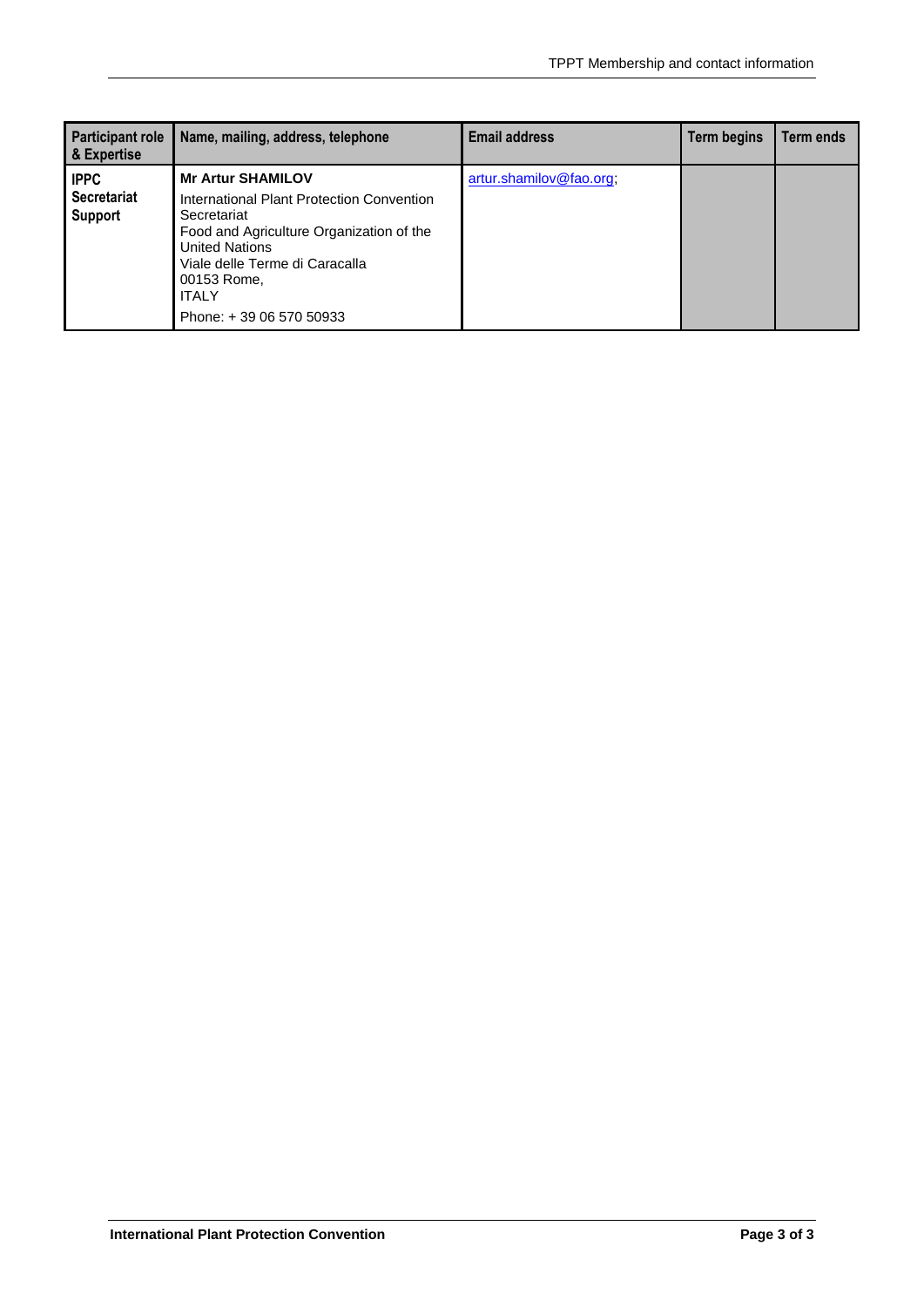| Participant role & Expertise | Name, mailing, address, telephone | Email address | Term begins | Term ends |
|---|---|---|---|---|
| **IPPC Secretariat Support** | **Mr Artur SHAMILOV**<br>International Plant Protection Convention Secretariat<br>Food and Agriculture Organization of the United Nations<br>Viale delle Terme di Caracalla<br>00153 Rome,<br>ITALY<br>Phone: + 39 06 570 50933 | artur.shamilov@fao.org; | | |